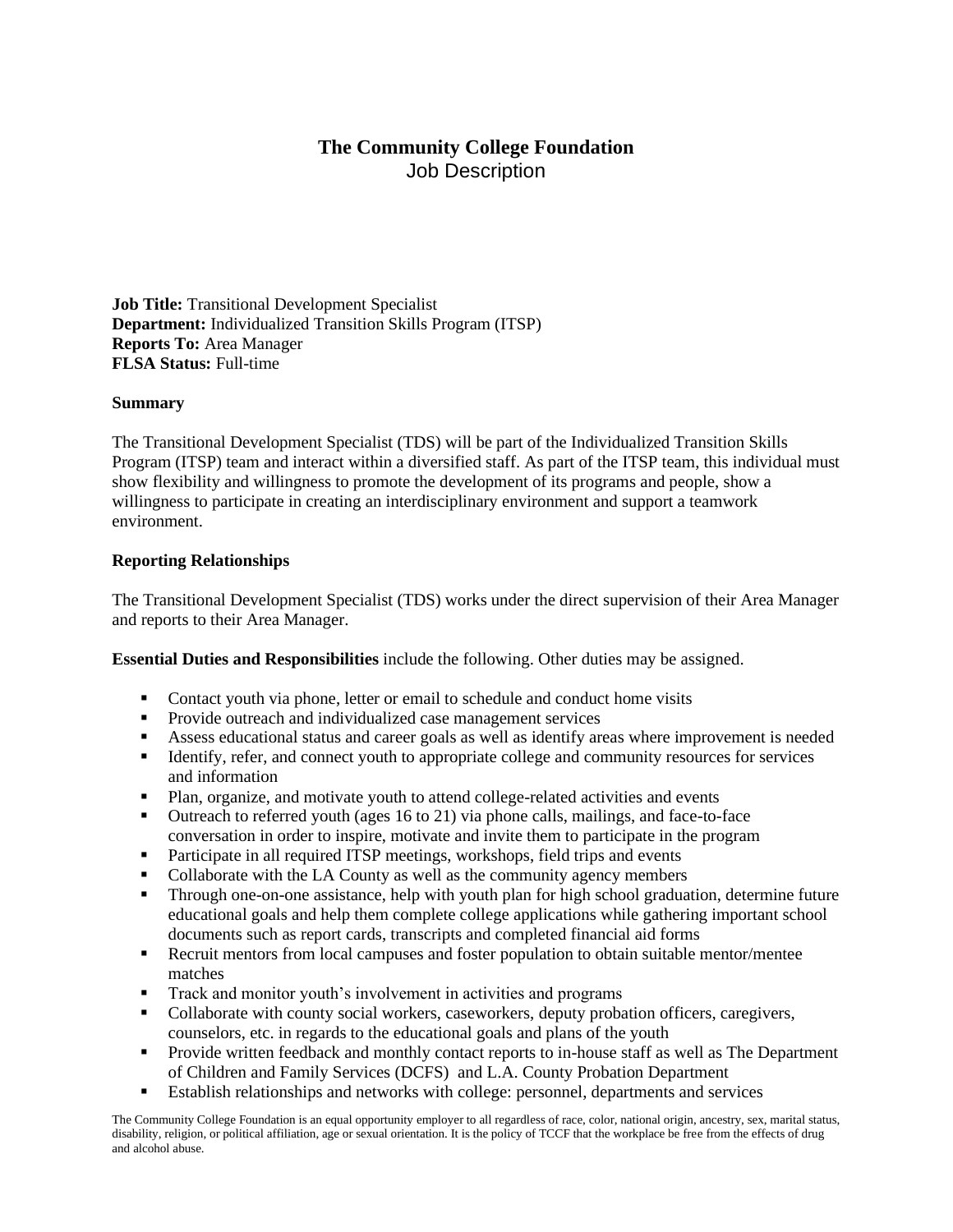# The Community College Foundation

Job Description

**Job Title:** Transitional Development Specialist
**Department:** Individualized Transition Skills Program (ITSP)
**Reports To:** Area Manager
**FLSA Status:** Full-time

**Summary**

The Transitional Development Specialist (TDS) will be part of the Individualized Transition Skills Program (ITSP) team and interact within a diversified staff. As part of the ITSP team, this individual must show flexibility and willingness to promote the development of its programs and people, show a willingness to participate in creating an interdisciplinary environment and support a teamwork environment.

**Reporting Relationships**

The Transitional Development Specialist (TDS) works under the direct supervision of their Area Manager and reports to their Area Manager.

**Essential Duties and Responsibilities** include the following. Other duties may be assigned.

- Contact youth via phone, letter or email to schedule and conduct home visits
- Provide outreach and individualized case management services
- Assess educational status and career goals as well as identify areas where improvement is needed
- Identify, refer, and connect youth to appropriate college and community resources for services and information
- Plan, organize, and motivate youth to attend college-related activities and events
- Outreach to referred youth (ages 16 to 21) via phone calls, mailings, and face-to-face conversation in order to inspire, motivate and invite them to participate in the program
- Participate in all required ITSP meetings, workshops, field trips and events
- Collaborate with the LA County as well as the community agency members
- Through one-on-one assistance, help with youth plan for high school graduation, determine future educational goals and help them complete college applications while gathering important school documents such as report cards, transcripts and completed financial aid forms
- Recruit mentors from local campuses and foster population to obtain suitable mentor/mentee matches
- Track and monitor youth's involvement in activities and programs
- Collaborate with county social workers, caseworkers, deputy probation officers, caregivers, counselors, etc. in regards to the educational goals and plans of the youth
- Provide written feedback and monthly contact reports to in-house staff as well as The Department of Children and Family Services (DCFS) and L.A. County Probation Department
- Establish relationships and networks with college: personnel, departments and services

The Community College Foundation is an equal opportunity employer to all regardless of race, color, national origin, ancestry, sex, marital status, disability, religion, or political affiliation, age or sexual orientation. It is the policy of TCCF that the workplace be free from the effects of drug and alcohol abuse.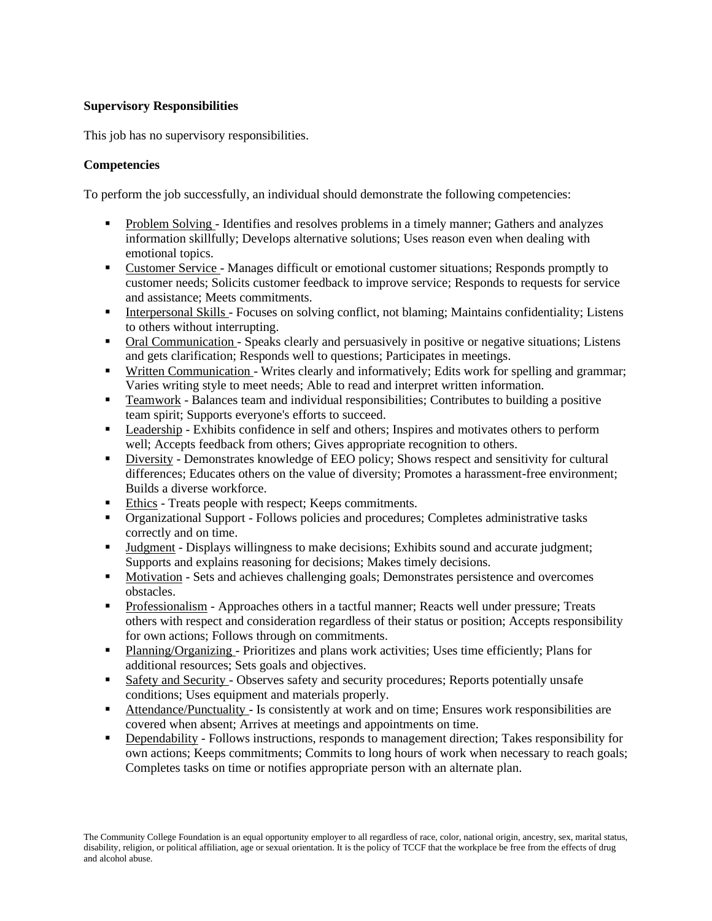**Supervisory Responsibilities**

This job has no supervisory responsibilities.

**Competencies**

To perform the job successfully, an individual should demonstrate the following competencies:

- Problem Solving - Identifies and resolves problems in a timely manner; Gathers and analyzes information skillfully; Develops alternative solutions; Uses reason even when dealing with emotional topics.
- Customer Service - Manages difficult or emotional customer situations; Responds promptly to customer needs; Solicits customer feedback to improve service; Responds to requests for service and assistance; Meets commitments.
- Interpersonal Skills - Focuses on solving conflict, not blaming; Maintains confidentiality; Listens to others without interrupting.
- Oral Communication - Speaks clearly and persuasively in positive or negative situations; Listens and gets clarification; Responds well to questions; Participates in meetings.
- Written Communication - Writes clearly and informatively; Edits work for spelling and grammar; Varies writing style to meet needs; Able to read and interpret written information.
- Teamwork - Balances team and individual responsibilities; Contributes to building a positive team spirit; Supports everyone's efforts to succeed.
- Leadership - Exhibits confidence in self and others; Inspires and motivates others to perform well; Accepts feedback from others; Gives appropriate recognition to others.
- Diversity - Demonstrates knowledge of EEO policy; Shows respect and sensitivity for cultural differences; Educates others on the value of diversity; Promotes a harassment-free environment; Builds a diverse workforce.
- Ethics - Treats people with respect; Keeps commitments.
- Organizational Support - Follows policies and procedures; Completes administrative tasks correctly and on time.
- Judgment - Displays willingness to make decisions; Exhibits sound and accurate judgment; Supports and explains reasoning for decisions; Makes timely decisions.
- Motivation - Sets and achieves challenging goals; Demonstrates persistence and overcomes obstacles.
- Professionalism - Approaches others in a tactful manner; Reacts well under pressure; Treats others with respect and consideration regardless of their status or position; Accepts responsibility for own actions; Follows through on commitments.
- Planning/Organizing - Prioritizes and plans work activities; Uses time efficiently; Plans for additional resources; Sets goals and objectives.
- Safety and Security - Observes safety and security procedures; Reports potentially unsafe conditions; Uses equipment and materials properly.
- Attendance/Punctuality - Is consistently at work and on time; Ensures work responsibilities are covered when absent; Arrives at meetings and appointments on time.
- Dependability - Follows instructions, responds to management direction; Takes responsibility for own actions; Keeps commitments; Commits to long hours of work when necessary to reach goals; Completes tasks on time or notifies appropriate person with an alternate plan.

The Community College Foundation is an equal opportunity employer to all regardless of race, color, national origin, ancestry, sex, marital status, disability, religion, or political affiliation, age or sexual orientation. It is the policy of TCCF that the workplace be free from the effects of drug and alcohol abuse.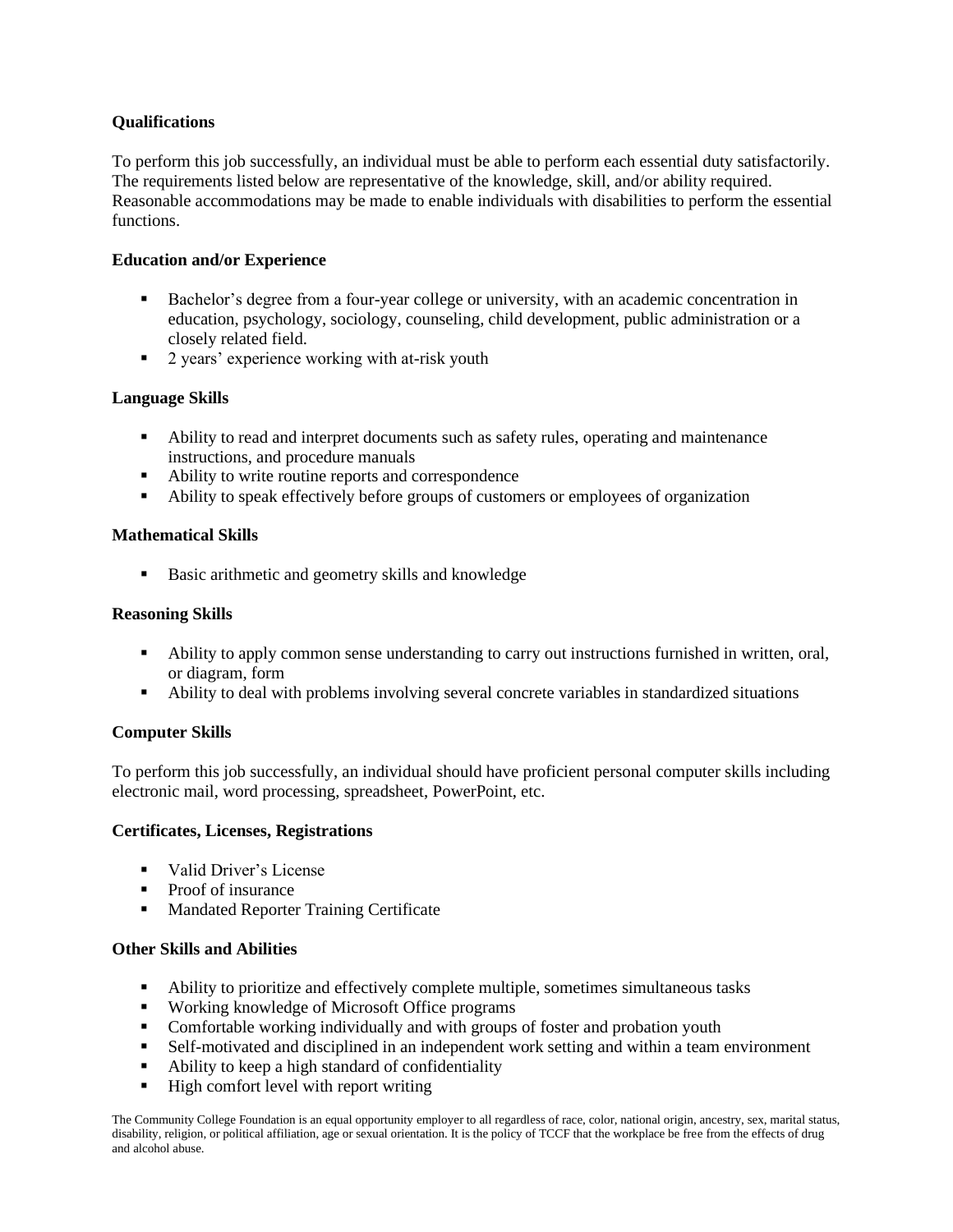**Qualifications**

To perform this job successfully, an individual must be able to perform each essential duty satisfactorily. The requirements listed below are representative of the knowledge, skill, and/or ability required. Reasonable accommodations may be made to enable individuals with disabilities to perform the essential functions.

**Education and/or Experience**

- Bachelor's degree from a four-year college or university, with an academic concentration in education, psychology, sociology, counseling, child development, public administration or a closely related field.
- 2 years' experience working with at-risk youth

**Language Skills**

- Ability to read and interpret documents such as safety rules, operating and maintenance instructions, and procedure manuals
- Ability to write routine reports and correspondence
- Ability to speak effectively before groups of customers or employees of organization

**Mathematical Skills**

- Basic arithmetic and geometry skills and knowledge

**Reasoning Skills**

- Ability to apply common sense understanding to carry out instructions furnished in written, oral, or diagram, form
- Ability to deal with problems involving several concrete variables in standardized situations

**Computer Skills**

To perform this job successfully, an individual should have proficient personal computer skills including electronic mail, word processing, spreadsheet, PowerPoint, etc.

**Certificates, Licenses, Registrations**

- Valid Driver's License
- Proof of insurance
- Mandated Reporter Training Certificate

**Other Skills and Abilities**

- Ability to prioritize and effectively complete multiple, sometimes simultaneous tasks
- Working knowledge of Microsoft Office programs
- Comfortable working individually and with groups of foster and probation youth
- Self-motivated and disciplined in an independent work setting and within a team environment
- Ability to keep a high standard of confidentiality
- High comfort level with report writing

The Community College Foundation is an equal opportunity employer to all regardless of race, color, national origin, ancestry, sex, marital status, disability, religion, or political affiliation, age or sexual orientation. It is the policy of TCCF that the workplace be free from the effects of drug and alcohol abuse.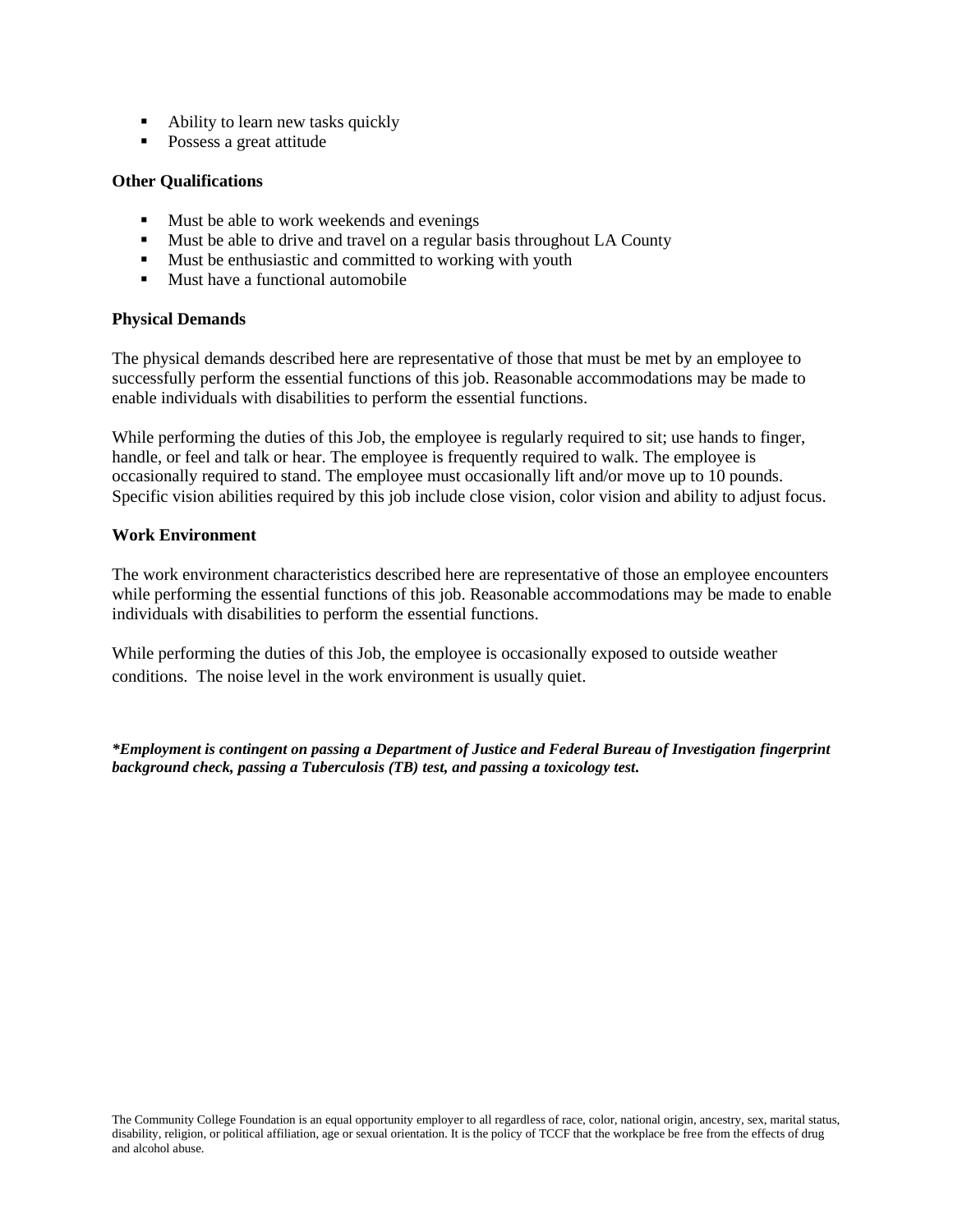- Ability to learn new tasks quickly
- Possess a great attitude

**Other Qualifications**

- Must be able to work weekends and evenings
- Must be able to drive and travel on a regular basis throughout LA County
- Must be enthusiastic and committed to working with youth
- Must have a functional automobile

**Physical Demands**

The physical demands described here are representative of those that must be met by an employee to successfully perform the essential functions of this job. Reasonable accommodations may be made to enable individuals with disabilities to perform the essential functions.

While performing the duties of this Job, the employee is regularly required to sit; use hands to finger, handle, or feel and talk or hear. The employee is frequently required to walk. The employee is occasionally required to stand. The employee must occasionally lift and/or move up to 10 pounds. Specific vision abilities required by this job include close vision, color vision and ability to adjust focus.

**Work Environment**

The work environment characteristics described here are representative of those an employee encounters while performing the essential functions of this job. Reasonable accommodations may be made to enable individuals with disabilities to perform the essential functions.

While performing the duties of this Job, the employee is occasionally exposed to outside weather conditions. The noise level in the work environment is usually quiet.

***Employment is contingent on passing a Department of Justice and Federal Bureau of Investigation fingerprint background check, passing a Tuberculosis (TB) test, and passing a toxicology test.***

The Community College Foundation is an equal opportunity employer to all regardless of race, color, national origin, ancestry, sex, marital status, disability, religion, or political affiliation, age or sexual orientation. It is the policy of TCCF that the workplace be free from the effects of drug and alcohol abuse.